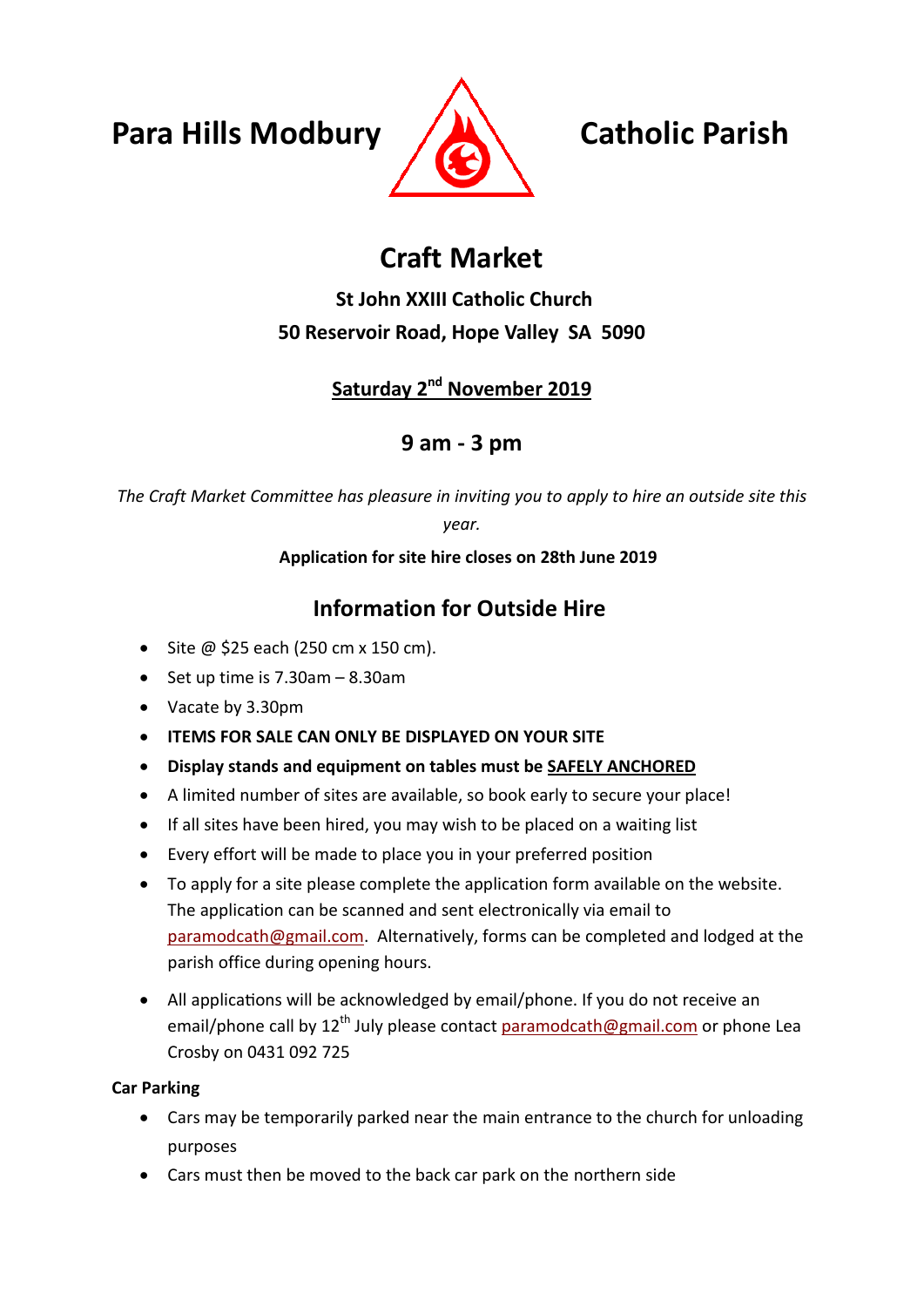# Para Hills Modbury Catholic Parish

## Craft Market

**St John XXIII Catholic Church**

**50 Reservoir Road, Hope Valley SA 5090**

**Saturday 2nd November 2019**

### 9 am - 3 pm

*The Craft Market Committee has pleasure in inviting you to apply to hire an outside site this year.*

**Application for site hire closes on 28th June 2019**

## Information for Outside Hire

- Site @ $25 each (250 cm x 150 cm).
- Set up time is 7.30am – 8.30am
- Vacate by 3.30pm
- **ITEMS FOR SALE CAN ONLY BE DISPLAYED ON YOUR SITE**
- **Display stands and equipment on tables must be SAFELY ANCHORED**
- A limited number of sites are available, so book early to secure your place!
- If all sites have been hired, you may wish to be placed on a waiting list
- Every effort will be made to place you in your preferred position
- To apply for a site please complete the application form available on the website. The application can be scanned and sent electronically via email to paramodcath@gmail.com. Alternatively, forms can be completed and lodged at the parish office during opening hours.
- All applications will be acknowledged by email/phone. If you do not receive an email/phone call by 12th July please contact paramodcath@gmail.com or phone Lea Crosby on 0431 092 725

**Car Parking**

- Cars may be temporarily parked near the main entrance to the church for unloading purposes
- Cars must then be moved to the back car park on the northern side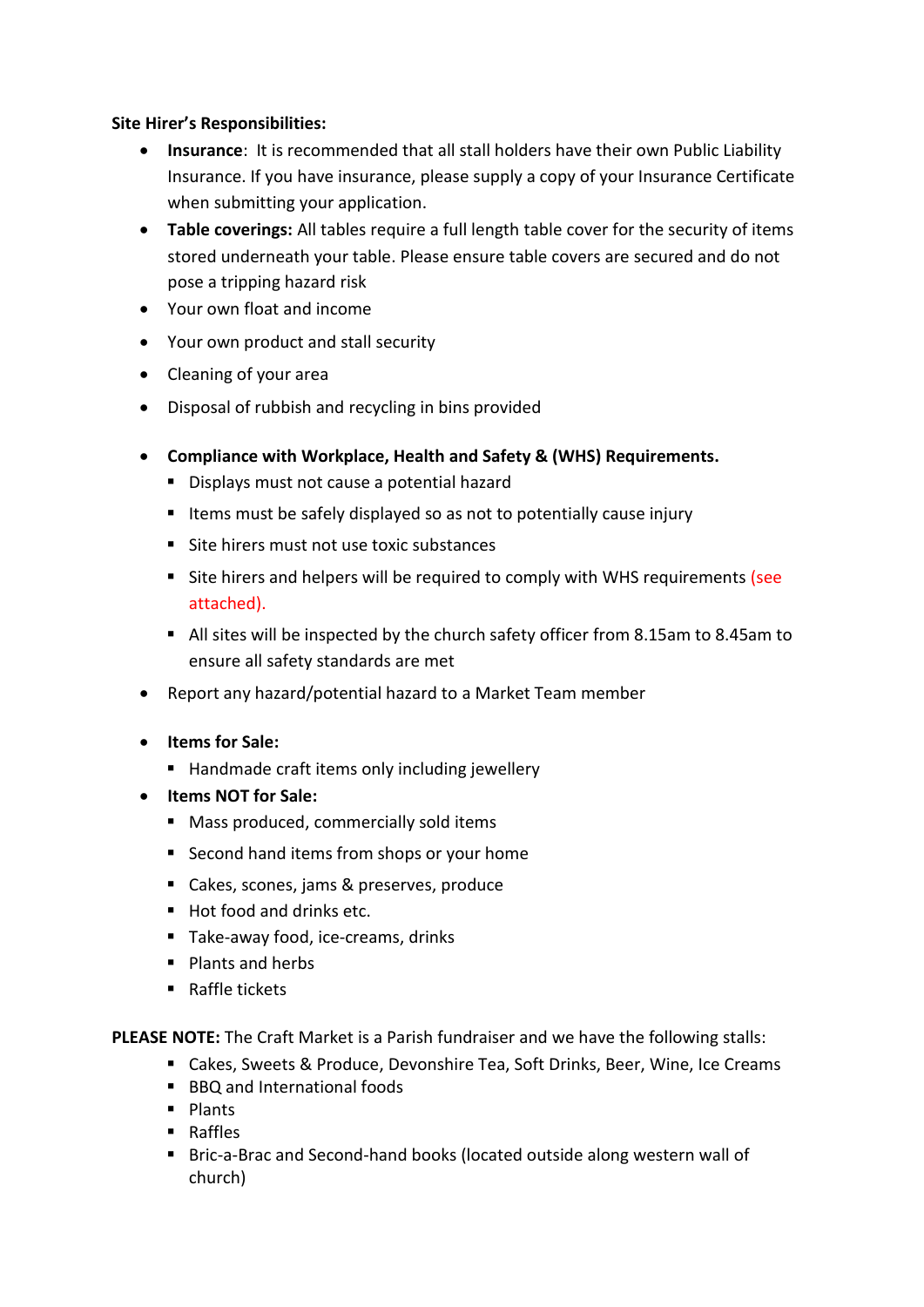**Site Hirer's Responsibilities:**

- **Insurance**: It is recommended that all stall holders have their own Public Liability Insurance. If you have insurance, please supply a copy of your Insurance Certificate when submitting your application.
- **Table coverings:** All tables require a full length table cover for the security of items stored underneath your table. Please ensure table covers are secured and do not pose a tripping hazard risk
- Your own float and income
- Your own product and stall security
- Cleaning of your area
- Disposal of rubbish and recycling in bins provided
- **Compliance with Workplace, Health and Safety & (WHS) Requirements.**
  - Displays must not cause a potential hazard
  - Items must be safely displayed so as not to potentially cause injury
  - Site hirers must not use toxic substances
  - Site hirers and helpers will be required to comply with WHS requirements (see attached).
  - All sites will be inspected by the church safety officer from 8.15am to 8.45am to ensure all safety standards are met
- Report any hazard/potential hazard to a Market Team member
- **Items for Sale:**
  - Handmade craft items only including jewellery
- **Items NOT for Sale:**
  - Mass produced, commercially sold items
  - Second hand items from shops or your home
  - Cakes, scones, jams & preserves, produce
  - Hot food and drinks etc.
  - Take-away food, ice-creams, drinks
  - Plants and herbs
  - Raffle tickets

**PLEASE NOTE:** The Craft Market is a Parish fundraiser and we have the following stalls:

- Cakes, Sweets & Produce, Devonshire Tea, Soft Drinks, Beer, Wine, Ice Creams
- BBQ and International foods
- Plants
- Raffles
- Bric-a-Brac and Second-hand books (located outside along western wall of church)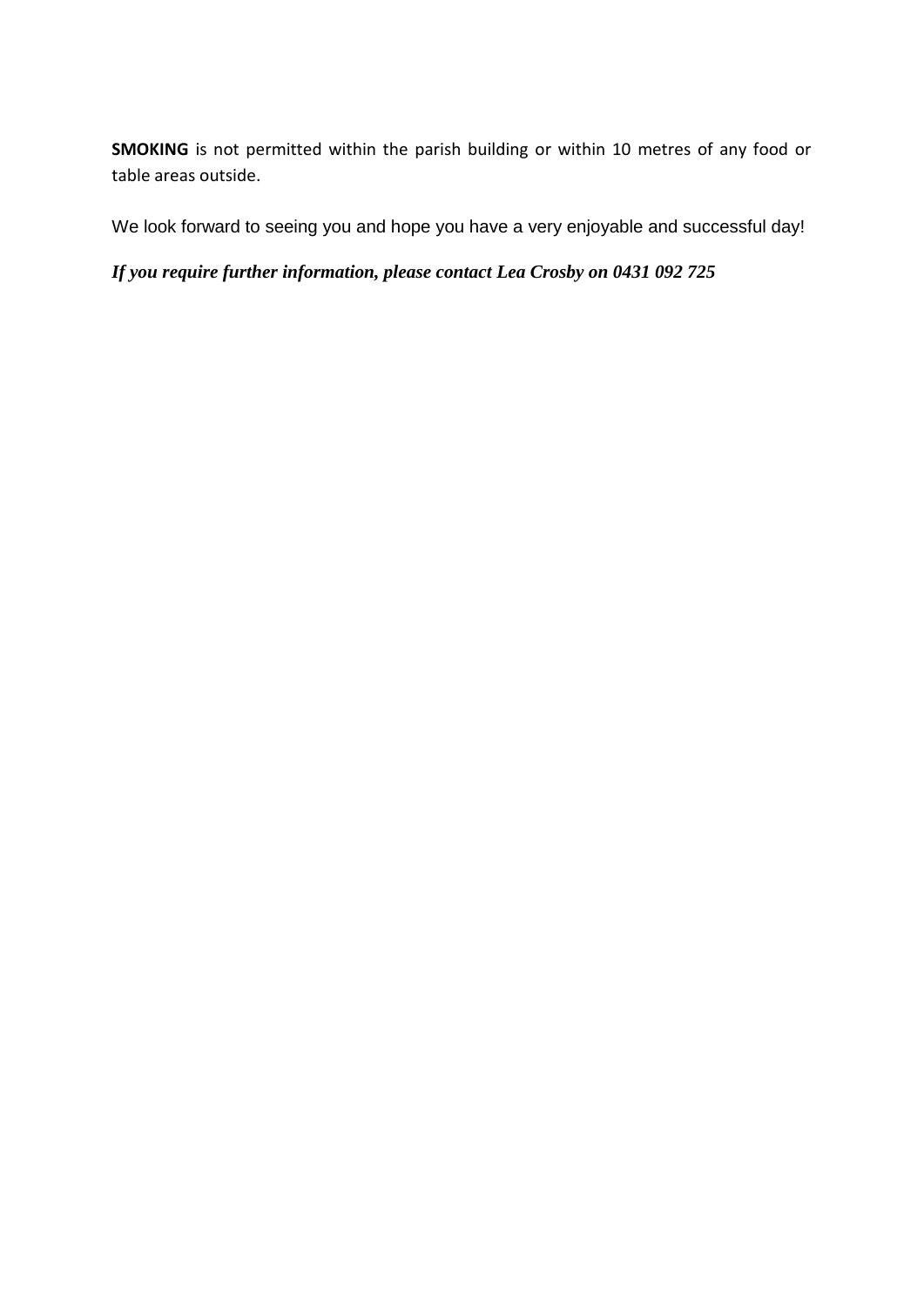**SMOKING** is not permitted within the parish building or within 10 metres of any food or table areas outside.

We look forward to seeing you and hope you have a very enjoyable and successful day!

***If you require further information, please contact Lea Crosby on 0431 092 725***